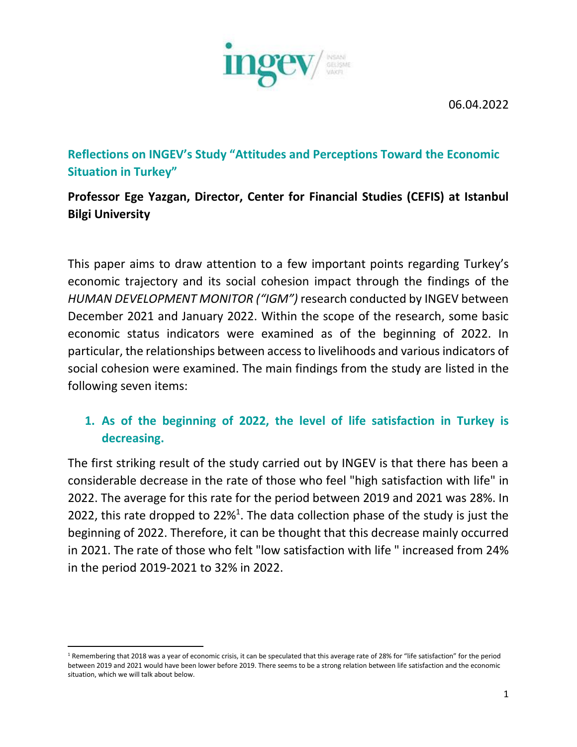06.04.2022

## Reflections on INGEV's Study "Attitudes and Perceptions Toward the Economic Situation in Turkey"

**Professor Ege Yazgan, Director, Center for Financial Studies (CEFIS) at Istanbul Bilgi University**

This paper aims to draw attention to a few important points regarding Turkey's economic trajectory and its social cohesion impact through the findings of the *HUMAN DEVELOPMENT MONITOR ("IGM")* research conducted by INGEV between December 2021 and January 2022. Within the scope of the research, some basic economic status indicators were examined as of the beginning of 2022. In particular, the relationships between access to livelihoods and various indicators of social cohesion were examined. The main findings from the study are listed in the following seven items:

### 1. As of the beginning of 2022, the level of life satisfaction in Turkey is decreasing.

The first striking result of the study carried out by INGEV is that there has been a considerable decrease in the rate of those who feel "high satisfaction with life" in 2022. The average for this rate for the period between 2019 and 2021 was 28%. In 2022, this rate dropped to 22%[1]. The data collection phase of the study is just the beginning of 2022. Therefore, it can be thought that this decrease mainly occurred in 2021. The rate of those who felt "low satisfaction with life " increased from 24% in the period 2019-2021 to 32% in 2022.

[1] Remembering that 2018 was a year of economic crisis, it can be speculated that this average rate of 28% for "life satisfaction" for the period between 2019 and 2021 would have been lower before 2019. There seems to be a strong relation between life satisfaction and the economic situation, which we will talk about below.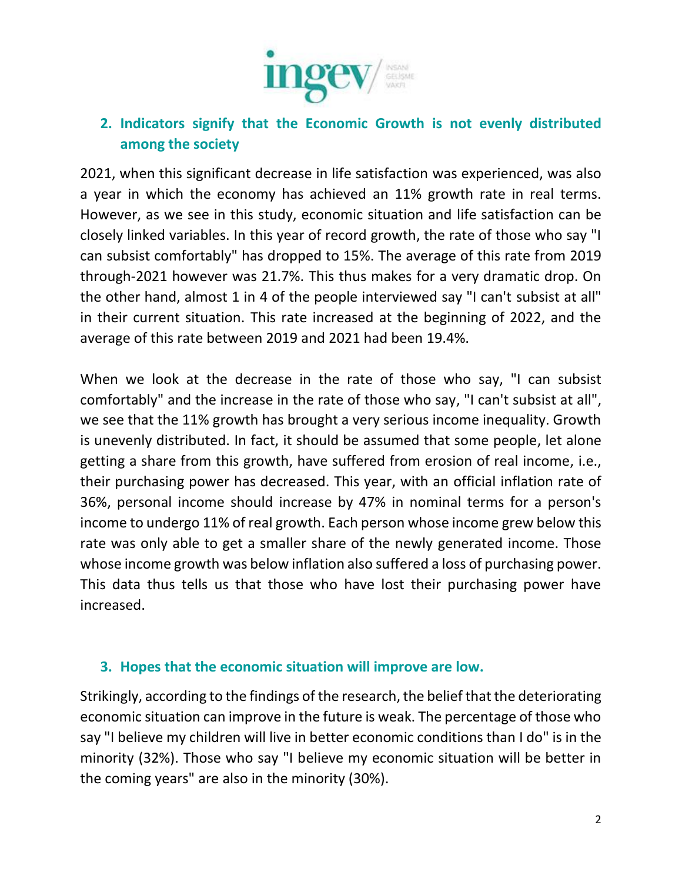## 2. Indicators signify that the Economic Growth is not evenly distributed among the society

2021, when this significant decrease in life satisfaction was experienced, was also a year in which the economy has achieved an 11% growth rate in real terms. However, as we see in this study, economic situation and life satisfaction can be closely linked variables. In this year of record growth, the rate of those who say "I can subsist comfortably" has dropped to 15%. The average of this rate from 2019 through-2021 however was 21.7%. This thus makes for a very dramatic drop. On the other hand, almost 1 in 4 of the people interviewed say "I can't subsist at all" in their current situation. This rate increased at the beginning of 2022, and the average of this rate between 2019 and 2021 had been 19.4%.

When we look at the decrease in the rate of those who say, "I can subsist comfortably" and the increase in the rate of those who say, "I can't subsist at all", we see that the 11% growth has brought a very serious income inequality. Growth is unevenly distributed. In fact, it should be assumed that some people, let alone getting a share from this growth, have suffered from erosion of real income, i.e., their purchasing power has decreased. This year, with an official inflation rate of 36%, personal income should increase by 47% in nominal terms for a person's income to undergo 11% of real growth. Each person whose income grew below this rate was only able to get a smaller share of the newly generated income. Those whose income growth was below inflation also suffered a loss of purchasing power. This data thus tells us that those who have lost their purchasing power have increased.

## 3. Hopes that the economic situation will improve are low.

Strikingly, according to the findings of the research, the belief that the deteriorating economic situation can improve in the future is weak. The percentage of those who say "I believe my children will live in better economic conditions than I do" is in the minority (32%). Those who say "I believe my economic situation will be better in the coming years" are also in the minority (30%).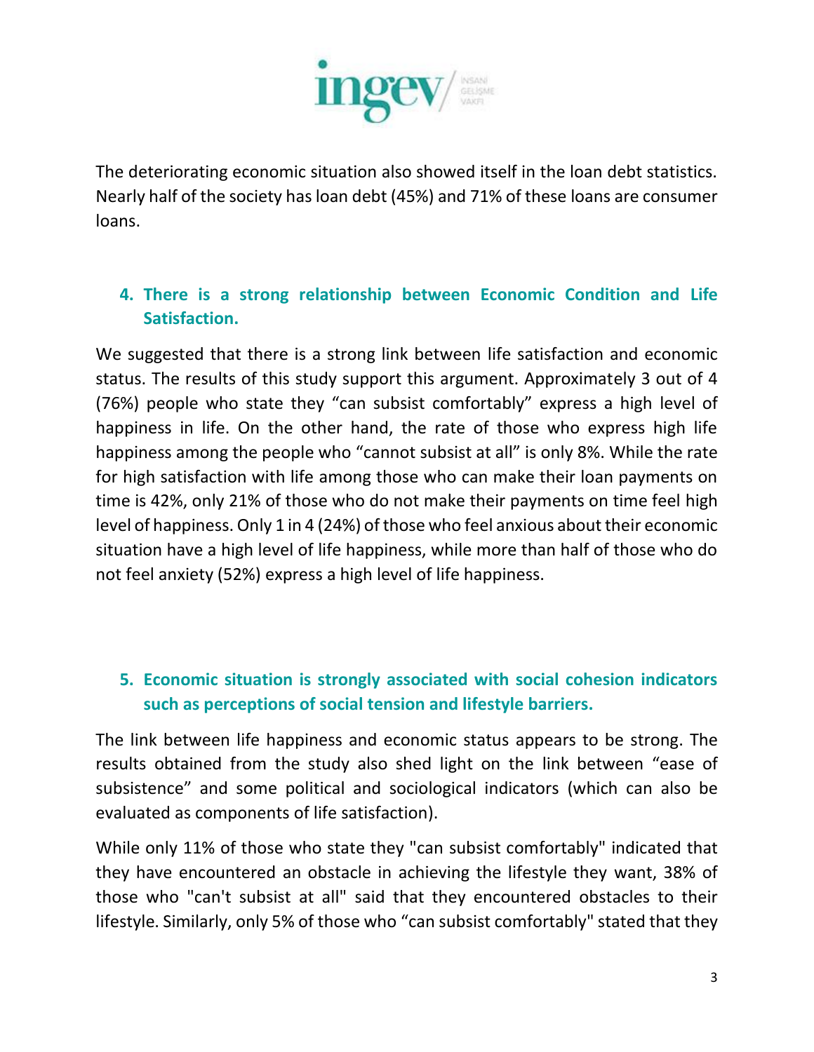The deteriorating economic situation also showed itself in the loan debt statistics. Nearly half of the society has loan debt (45%) and 71% of these loans are consumer loans.

## 4. There is a strong relationship between Economic Condition and Life Satisfaction.

We suggested that there is a strong link between life satisfaction and economic status. The results of this study support this argument. Approximately 3 out of 4 (76%) people who state they "can subsist comfortably" express a high level of happiness in life. On the other hand, the rate of those who express high life happiness among the people who "cannot subsist at all" is only 8%. While the rate for high satisfaction with life among those who can make their loan payments on time is 42%, only 21% of those who do not make their payments on time feel high level of happiness. Only 1 in 4 (24%) of those who feel anxious about their economic situation have a high level of life happiness, while more than half of those who do not feel anxiety (52%) express a high level of life happiness.

## 5. Economic situation is strongly associated with social cohesion indicators such as perceptions of social tension and lifestyle barriers.

The link between life happiness and economic status appears to be strong. The results obtained from the study also shed light on the link between "ease of subsistence" and some political and sociological indicators (which can also be evaluated as components of life satisfaction).

While only 11% of those who state they "can subsist comfortably" indicated that they have encountered an obstacle in achieving the lifestyle they want, 38% of those who "can't subsist at all" said that they encountered obstacles to their lifestyle. Similarly, only 5% of those who "can subsist comfortably" stated that they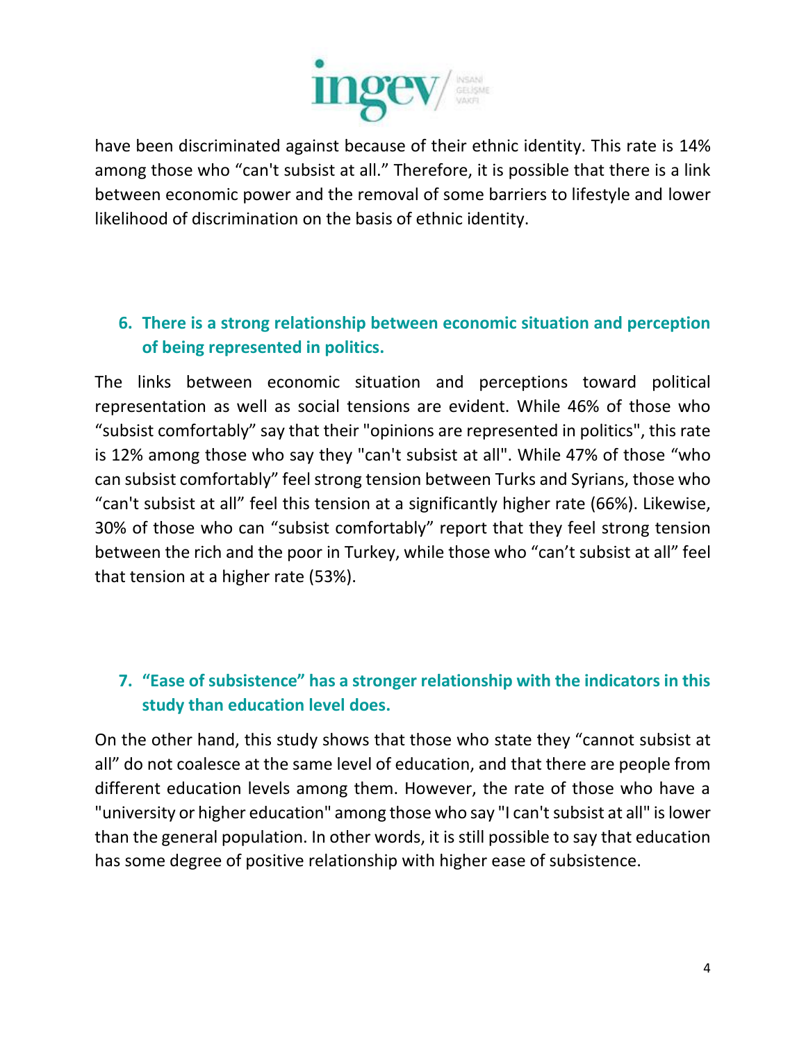have been discriminated against because of their ethnic identity. This rate is 14% among those who "can't subsist at all." Therefore, it is possible that there is a link between economic power and the removal of some barriers to lifestyle and lower likelihood of discrimination on the basis of ethnic identity.

### 6. There is a strong relationship between economic situation and perception of being represented in politics.

The links between economic situation and perceptions toward political representation as well as social tensions are evident. While 46% of those who "subsist comfortably" say that their "opinions are represented in politics", this rate is 12% among those who say they "can't subsist at all". While 47% of those "who can subsist comfortably" feel strong tension between Turks and Syrians, those who "can't subsist at all" feel this tension at a significantly higher rate (66%). Likewise, 30% of those who can "subsist comfortably" report that they feel strong tension between the rich and the poor in Turkey, while those who "can't subsist at all" feel that tension at a higher rate (53%).

### 7. "Ease of subsistence" has a stronger relationship with the indicators in this study than education level does.

On the other hand, this study shows that those who state they "cannot subsist at all" do not coalesce at the same level of education, and that there are people from different education levels among them. However, the rate of those who have a "university or higher education" among those who say "I can't subsist at all" is lower than the general population. In other words, it is still possible to say that education has some degree of positive relationship with higher ease of subsistence.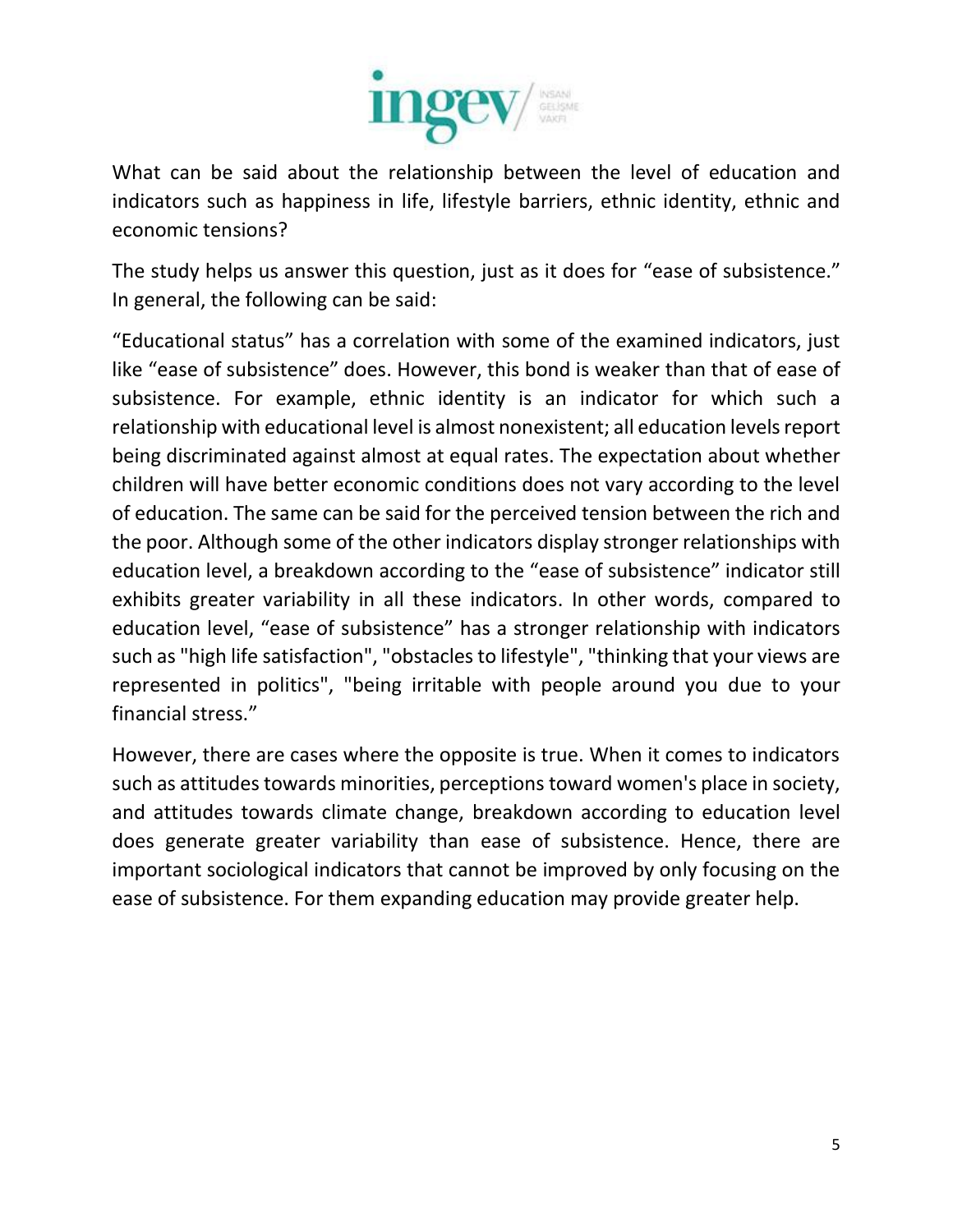What can be said about the relationship between the level of education and indicators such as happiness in life, lifestyle barriers, ethnic identity, ethnic and economic tensions?

The study helps us answer this question, just as it does for “ease of subsistence.” In general, the following can be said:

“Educational status” has a correlation with some of the examined indicators, just like “ease of subsistence” does. However, this bond is weaker than that of ease of subsistence. For example, ethnic identity is an indicator for which such a relationship with educational level is almost nonexistent; all education levels report being discriminated against almost at equal rates. The expectation about whether children will have better economic conditions does not vary according to the level of education. The same can be said for the perceived tension between the rich and the poor. Although some of the other indicators display stronger relationships with education level, a breakdown according to the “ease of subsistence” indicator still exhibits greater variability in all these indicators. In other words, compared to education level, “ease of subsistence” has a stronger relationship with indicators such as "high life satisfaction", "obstacles to lifestyle", "thinking that your views are represented in politics", "being irritable with people around you due to your financial stress.”

However, there are cases where the opposite is true. When it comes to indicators such as attitudes towards minorities, perceptions toward women's place in society, and attitudes towards climate change, breakdown according to education level does generate greater variability than ease of subsistence. Hence, there are important sociological indicators that cannot be improved by only focusing on the ease of subsistence. For them expanding education may provide greater help.